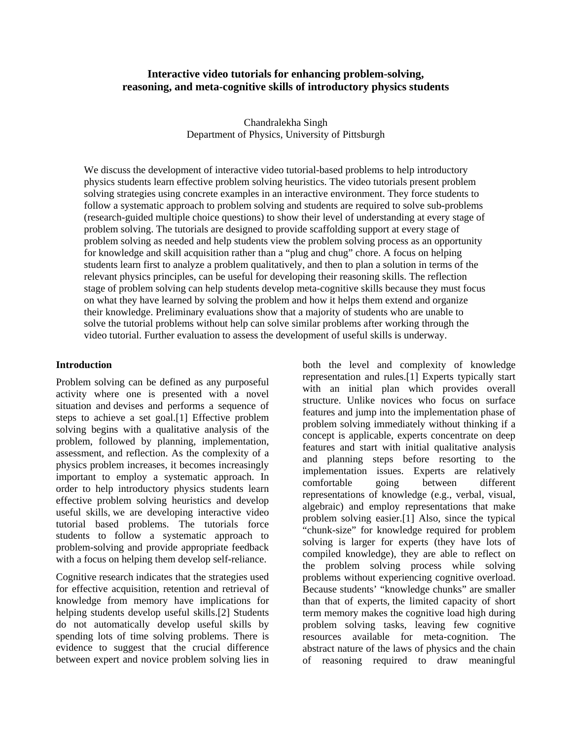# Interactive video tutorials for enhancing problem-solving, reasoning, and meta-cognitive skills of introductory physics students

Chandralekha Singh
Department of Physics, University of Pittsburgh

We discuss the development of interactive video tutorial-based problems to help introductory physics students learn effective problem solving heuristics. The video tutorials present problem solving strategies using concrete examples in an interactive environment. They force students to follow a systematic approach to problem solving and students are required to solve sub-problems (research-guided multiple choice questions) to show their level of understanding at every stage of problem solving. The tutorials are designed to provide scaffolding support at every stage of problem solving as needed and help students view the problem solving process as an opportunity for knowledge and skill acquisition rather than a "plug and chug" chore. A focus on helping students learn first to analyze a problem qualitatively, and then to plan a solution in terms of the relevant physics principles, can be useful for developing their reasoning skills. The reflection stage of problem solving can help students develop meta-cognitive skills because they must focus on what they have learned by solving the problem and how it helps them extend and organize their knowledge. Preliminary evaluations show that a majority of students who are unable to solve the tutorial problems without help can solve similar problems after working through the video tutorial. Further evaluation to assess the development of useful skills is underway.

## Introduction

Problem solving can be defined as any purposeful activity where one is presented with a novel situation and devises and performs a sequence of steps to achieve a set goal.[1] Effective problem solving begins with a qualitative analysis of the problem, followed by planning, implementation, assessment, and reflection. As the complexity of a physics problem increases, it becomes increasingly important to employ a systematic approach. In order to help introductory physics students learn effective problem solving heuristics and develop useful skills, we are developing interactive video tutorial based problems. The tutorials force students to follow a systematic approach to problem-solving and provide appropriate feedback with a focus on helping them develop self-reliance.

Cognitive research indicates that the strategies used for effective acquisition, retention and retrieval of knowledge from memory have implications for helping students develop useful skills.[2] Students do not automatically develop useful skills by spending lots of time solving problems. There is evidence to suggest that the crucial difference between expert and novice problem solving lies in both the level and complexity of knowledge representation and rules.[1] Experts typically start with an initial plan which provides overall structure. Unlike novices who focus on surface features and jump into the implementation phase of problem solving immediately without thinking if a concept is applicable, experts concentrate on deep features and start with initial qualitative analysis and planning steps before resorting to the implementation issues. Experts are relatively comfortable going between different representations of knowledge (e.g., verbal, visual, algebraic) and employ representations that make problem solving easier.[1] Also, since the typical "chunk-size" for knowledge required for problem solving is larger for experts (they have lots of compiled knowledge), they are able to reflect on the problem solving process while solving problems without experiencing cognitive overload. Because students' "knowledge chunks" are smaller than that of experts, the limited capacity of short term memory makes the cognitive load high during problem solving tasks, leaving few cognitive resources available for meta-cognition. The abstract nature of the laws of physics and the chain of reasoning required to draw meaningful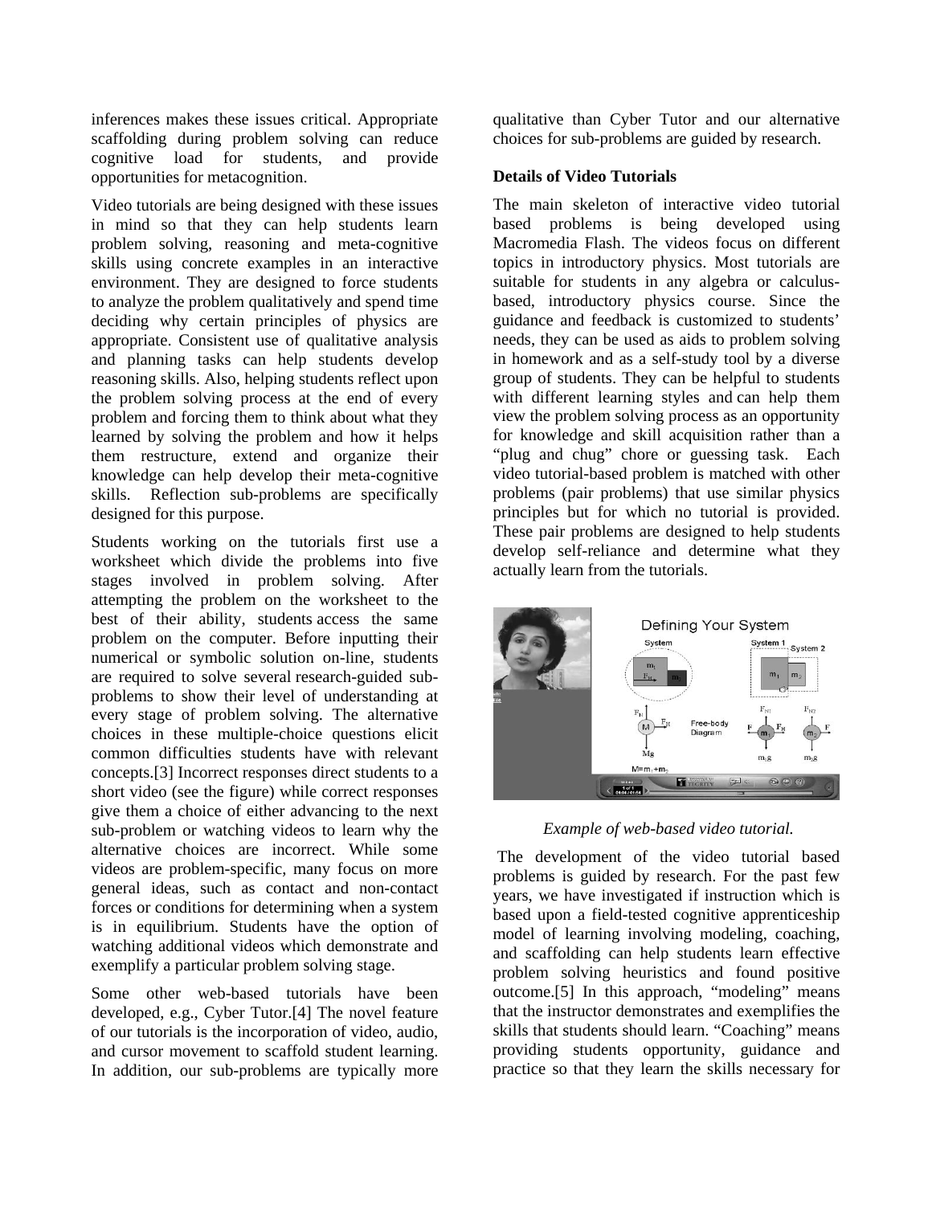inferences makes these issues critical. Appropriate scaffolding during problem solving can reduce cognitive load for students, and provide opportunities for metacognition.

Video tutorials are being designed with these issues in mind so that they can help students learn problem solving, reasoning and meta-cognitive skills using concrete examples in an interactive environment. They are designed to force students to analyze the problem qualitatively and spend time deciding why certain principles of physics are appropriate. Consistent use of qualitative analysis and planning tasks can help students develop reasoning skills. Also, helping students reflect upon the problem solving process at the end of every problem and forcing them to think about what they learned by solving the problem and how it helps them restructure, extend and organize their knowledge can help develop their meta-cognitive skills. Reflection sub-problems are specifically designed for this purpose.

Students working on the tutorials first use a worksheet which divide the problems into five stages involved in problem solving. After attempting the problem on the worksheet to the best of their ability, students access the same problem on the computer. Before inputting their numerical or symbolic solution on-line, students are required to solve several research-guided sub-problems to show their level of understanding at every stage of problem solving. The alternative choices in these multiple-choice questions elicit common difficulties students have with relevant concepts.[3] Incorrect responses direct students to a short video (see the figure) while correct responses give them a choice of either advancing to the next sub-problem or watching videos to learn why the alternative choices are incorrect. While some videos are problem-specific, many focus on more general ideas, such as contact and non-contact forces or conditions for determining when a system is in equilibrium. Students have the option of watching additional videos which demonstrate and exemplify a particular problem solving stage.

Some other web-based tutorials have been developed, e.g., Cyber Tutor.[4] The novel feature of our tutorials is the incorporation of video, audio, and cursor movement to scaffold student learning. In addition, our sub-problems are typically more qualitative than Cyber Tutor and our alternative choices for sub-problems are guided by research.

**Details of Video Tutorials**

The main skeleton of interactive video tutorial based problems is being developed using Macromedia Flash. The videos focus on different topics in introductory physics. Most tutorials are suitable for students in any algebra or calculus-based, introductory physics course. Since the guidance and feedback is customized to students' needs, they can be used as aids to problem solving in homework and as a self-study tool by a diverse group of students. They can be helpful to students with different learning styles and can help them view the problem solving process as an opportunity for knowledge and skill acquisition rather than a "plug and chug" chore or guessing task. Each video tutorial-based problem is matched with other problems (pair problems) that use similar physics principles but for which no tutorial is provided. These pair problems are designed to help students develop self-reliance and determine what they actually learn from the tutorials.

*Example of web-based video tutorial.*

The development of the video tutorial based problems is guided by research. For the past few years, we have investigated if instruction which is based upon a field-tested cognitive apprenticeship model of learning involving modeling, coaching, and scaffolding can help students learn effective problem solving heuristics and found positive outcome.[5] In this approach, "modeling" means that the instructor demonstrates and exemplifies the skills that students should learn. "Coaching" means providing students opportunity, guidance and practice so that they learn the skills necessary for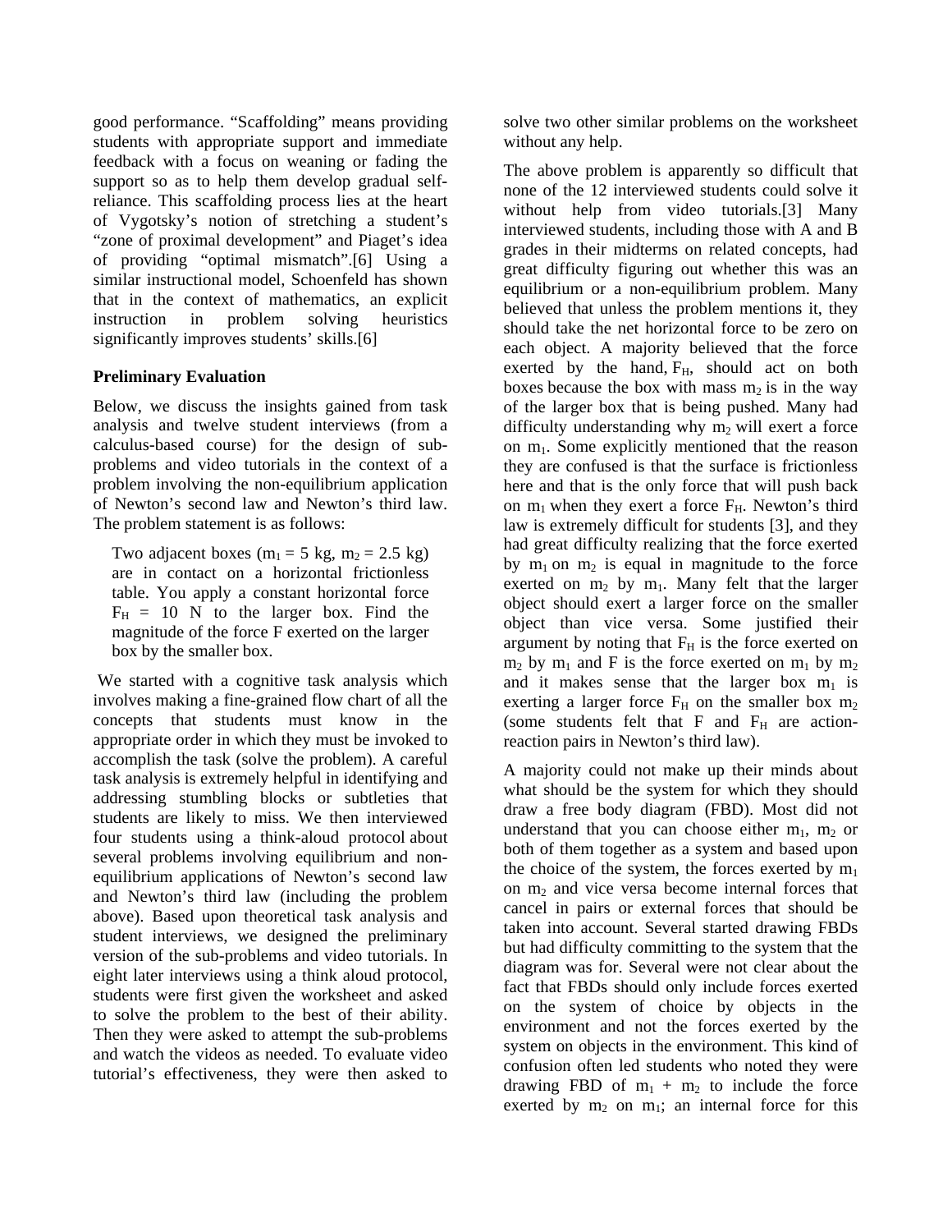good performance. "Scaffolding" means providing students with appropriate support and immediate feedback with a focus on weaning or fading the support so as to help them develop gradual self-reliance. This scaffolding process lies at the heart of Vygotsky's notion of stretching a student's "zone of proximal development" and Piaget's idea of providing "optimal mismatch".[6] Using a similar instructional model, Schoenfeld has shown that in the context of mathematics, an explicit instruction in problem solving heuristics significantly improves students' skills.[6]

### Preliminary Evaluation

Below, we discuss the insights gained from task analysis and twelve student interviews (from a calculus-based course) for the design of sub-problems and video tutorials in the context of a problem involving the non-equilibrium application of Newton's second law and Newton's third law. The problem statement is as follows:

> Two adjacent boxes ($m_1$ = 5 kg, $m_2$ = 2.5 kg) are in contact on a horizontal frictionless table. You apply a constant horizontal force $F_H$ = 10 N to the larger box. Find the magnitude of the force F exerted on the larger box by the smaller box.

We started with a cognitive task analysis which involves making a fine-grained flow chart of all the concepts that students must know in the appropriate order in which they must be invoked to accomplish the task (solve the problem). A careful task analysis is extremely helpful in identifying and addressing stumbling blocks or subtleties that students are likely to miss. We then interviewed four students using a think-aloud protocol about several problems involving equilibrium and non-equilibrium applications of Newton's second law and Newton's third law (including the problem above). Based upon theoretical task analysis and student interviews, we designed the preliminary version of the sub-problems and video tutorials. In eight later interviews using a think aloud protocol, students were first given the worksheet and asked to solve the problem to the best of their ability. Then they were asked to attempt the sub-problems and watch the videos as needed. To evaluate video tutorial's effectiveness, they were then asked to solve two other similar problems on the worksheet without any help.

The above problem is apparently so difficult that none of the 12 interviewed students could solve it without help from video tutorials.[3] Many interviewed students, including those with A and B grades in their midterms on related concepts, had great difficulty figuring out whether this was an equilibrium or a non-equilibrium problem. Many believed that unless the problem mentions it, they should take the net horizontal force to be zero on each object. A majority believed that the force exerted by the hand, $F_H$, should act on both boxes because the box with mass $m_2$ is in the way of the larger box that is being pushed. Many had difficulty understanding why $m_2$ will exert a force on $m_1$. Some explicitly mentioned that the reason they are confused is that the surface is frictionless here and that is the only force that will push back on $m_1$ when they exert a force $F_H$. Newton's third law is extremely difficult for students [3], and they had great difficulty realizing that the force exerted by $m_1$ on $m_2$ is equal in magnitude to the force exerted on $m_2$ by $m_1$. Many felt that the larger object should exert a larger force on the smaller object than vice versa. Some justified their argument by noting that $F_H$ is the force exerted on $m_2$ by $m_1$ and F is the force exerted on $m_1$ by $m_2$ and it makes sense that the larger box $m_1$ is exerting a larger force $F_H$ on the smaller box $m_2$ (some students felt that F and $F_H$ are action-reaction pairs in Newton's third law).

A majority could not make up their minds about what should be the system for which they should draw a free body diagram (FBD). Most did not understand that you can choose either $m_1$, $m_2$ or both of them together as a system and based upon the choice of the system, the forces exerted by $m_1$ on $m_2$ and vice versa become internal forces that cancel in pairs or external forces that should be taken into account. Several started drawing FBDs but had difficulty committing to the system that the diagram was for. Several were not clear about the fact that FBDs should only include forces exerted on the system of choice by objects in the environment and not the forces exerted by the system on objects in the environment. This kind of confusion often led students who noted they were drawing FBD of $m_1 + m_2$ to include the force exerted by $m_2$ on $m_1$; an internal force for this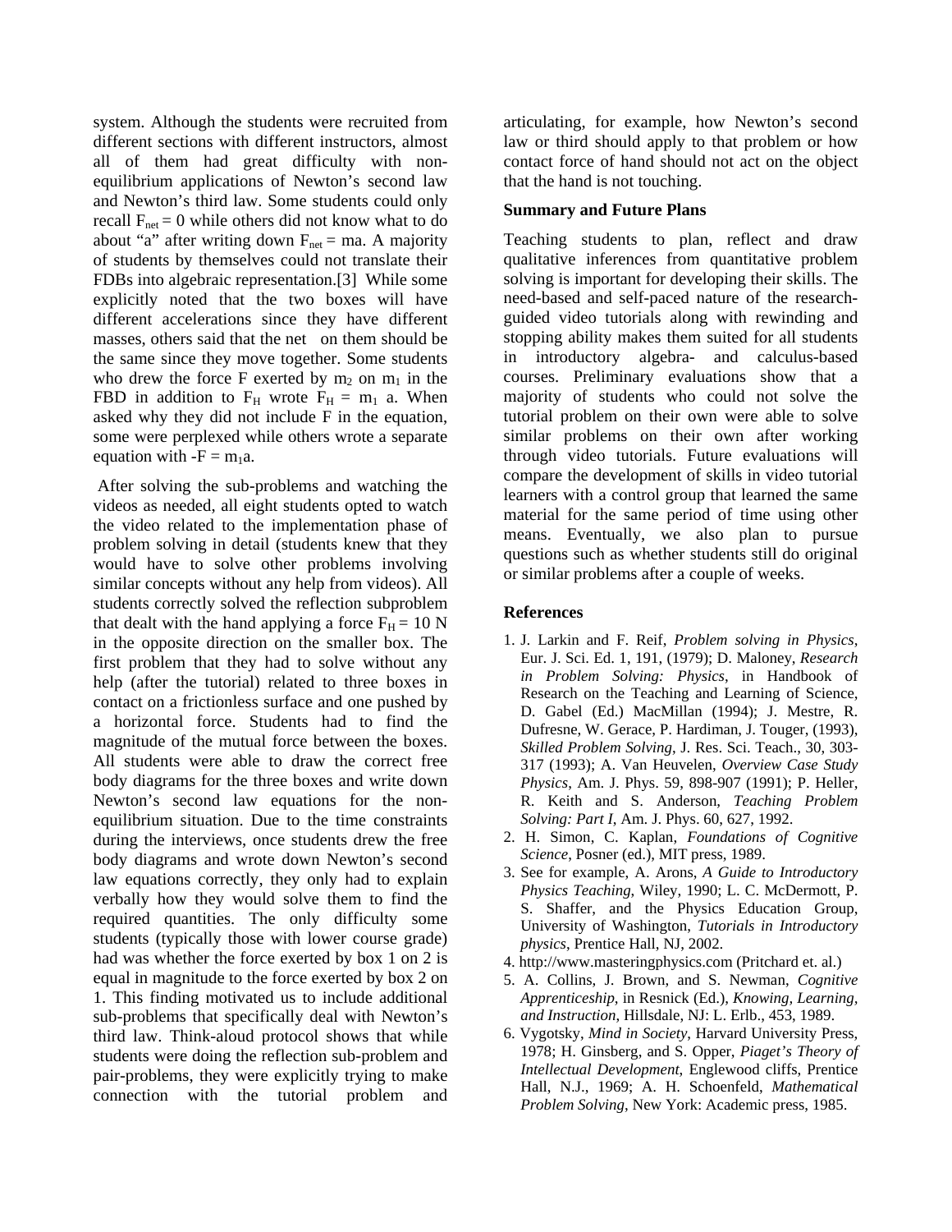system. Although the students were recruited from different sections with different instructors, almost all of them had great difficulty with non-equilibrium applications of Newton's second law and Newton's third law. Some students could only recall $F_{net} = 0$ while others did not know what to do about "a" after writing down $F_{net} = ma$. A majority of students by themselves could not translate their FDBs into algebraic representation.[3] While some explicitly noted that the two boxes will have different accelerations since they have different masses, others said that the net on them should be the same since they move together. Some students who drew the force F exerted by $m_2$ on $m_1$ in the FBD in addition to $F_H$ wrote $F_H = m_1$ a. When asked why they did not include F in the equation, some were perplexed while others wrote a separate equation with $-F = m_1a$.

After solving the sub-problems and watching the videos as needed, all eight students opted to watch the video related to the implementation phase of problem solving in detail (students knew that they would have to solve other problems involving similar concepts without any help from videos). All students correctly solved the reflection subproblem that dealt with the hand applying a force $F_H = 10$ N in the opposite direction on the smaller box. The first problem that they had to solve without any help (after the tutorial) related to three boxes in contact on a frictionless surface and one pushed by a horizontal force. Students had to find the magnitude of the mutual force between the boxes. All students were able to draw the correct free body diagrams for the three boxes and write down Newton's second law equations for the non-equilibrium situation. Due to the time constraints during the interviews, once students drew the free body diagrams and wrote down Newton's second law equations correctly, they only had to explain verbally how they would solve them to find the required quantities. The only difficulty some students (typically those with lower course grade) had was whether the force exerted by box 1 on 2 is equal in magnitude to the force exerted by box 2 on 1. This finding motivated us to include additional sub-problems that specifically deal with Newton's third law. Think-aloud protocol shows that while students were doing the reflection sub-problem and pair-problems, they were explicitly trying to make connection with the tutorial problem and articulating, for example, how Newton's second law or third should apply to that problem or how contact force of hand should not act on the object that the hand is not touching.

## Summary and Future Plans

Teaching students to plan, reflect and draw qualitative inferences from quantitative problem solving is important for developing their skills. The need-based and self-paced nature of the research-guided video tutorials along with rewinding and stopping ability makes them suited for all students in introductory algebra- and calculus-based courses. Preliminary evaluations show that a majority of students who could not solve the tutorial problem on their own were able to solve similar problems on their own after working through video tutorials. Future evaluations will compare the development of skills in video tutorial learners with a control group that learned the same material for the same period of time using other means. Eventually, we also plan to pursue questions such as whether students still do original or similar problems after a couple of weeks.

## References

1. J. Larkin and F. Reif, *Problem solving in Physics*, Eur. J. Sci. Ed. 1, 191, (1979); D. Maloney, *Research in Problem Solving: Physics*, in Handbook of Research on the Teaching and Learning of Science, D. Gabel (Ed.) MacMillan (1994); J. Mestre, R. Dufresne, W. Gerace, P. Hardiman, J. Touger, (1993), *Skilled Problem Solving*, J. Res. Sci. Teach., 30, 303-317 (1993); A. Van Heuvelen, *Overview Case Study Physics*, Am. J. Phys. 59, 898-907 (1991); P. Heller, R. Keith and S. Anderson, *Teaching Problem Solving: Part I*, Am. J. Phys. 60, 627, 1992.
2. H. Simon, C. Kaplan, *Foundations of Cognitive Science*, Posner (ed.), MIT press, 1989.
3. See for example, A. Arons, *A Guide to Introductory Physics Teaching*, Wiley, 1990; L. C. McDermott, P. S. Shaffer, and the Physics Education Group, University of Washington, *Tutorials in Introductory physics*, Prentice Hall, NJ, 2002.
4. http://www.masteringphysics.com (Pritchard et. al.)
5. A. Collins, J. Brown, and S. Newman, *Cognitive Apprenticeship*, in Resnick (Ed.), *Knowing, Learning, and Instruction*, Hillsdale, NJ: L. Erlb., 453, 1989.
6. Vygotsky, *Mind in Society*, Harvard University Press, 1978; H. Ginsberg, and S. Opper, *Piaget's Theory of Intellectual Development*, Englewood cliffs, Prentice Hall, N.J., 1969; A. H. Schoenfeld, *Mathematical Problem Solving*, New York: Academic press, 1985.